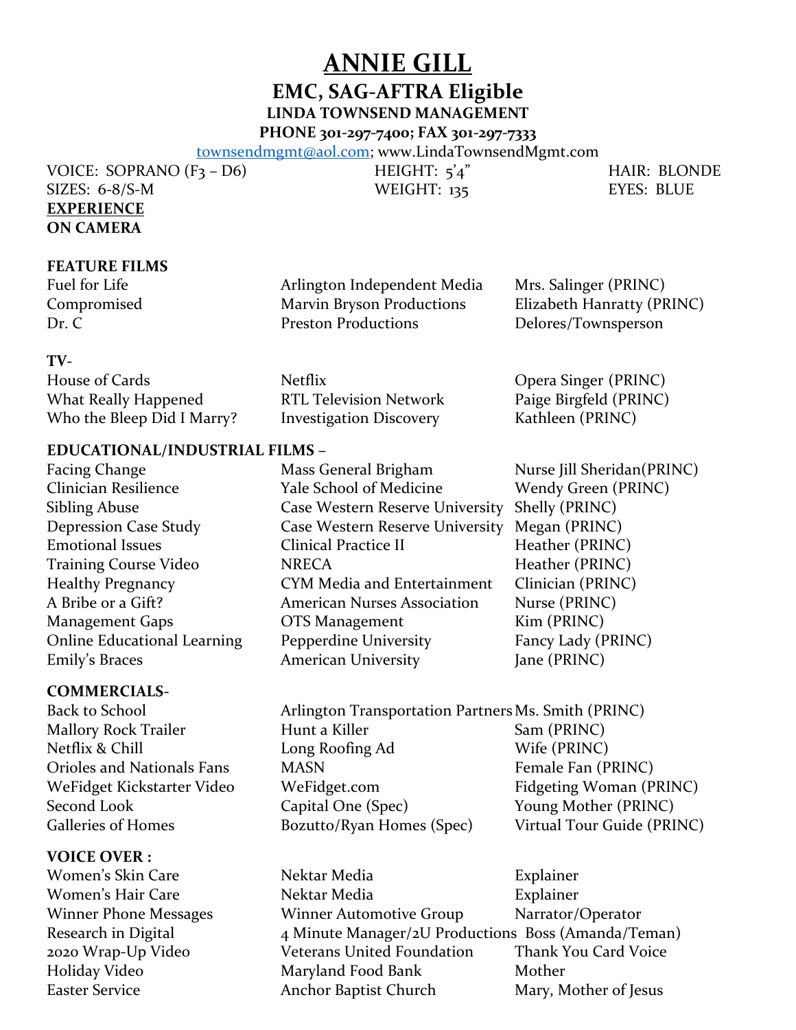# ANNIE GILL

## EMC, SAG-AFTRA Eligible

**LINDA TOWNSEND MANAGEMENT**

**PHONE 301-297-7400; FAX 301-297-7333**

townsendmgmt@aol.com; www.LindaTownsendMgmt.com

| | | |
|---|---|---|
| VOICE: SOPRANO (F3 – D6) | HEIGHT: 5'4" | HAIR: BLONDE |
| SIZES: 6-8/S-M | WEIGHT: 135 | EYES: BLUE |

**EXPERIENCE**

**ON CAMERA**

**FEATURE FILMS**

| | | |
|---|---|---|
| Fuel for Life | Arlington Independent Media | Mrs. Salinger (PRINC) |
| Compromised | Marvin Bryson Productions | Elizabeth Hanratty (PRINC) |
| Dr. C | Preston Productions | Delores/Townsperson |

**TV-**

| | | |
|---|---|---|
| House of Cards | Netflix | Opera Singer (PRINC) |
| What Really Happened | RTL Television Network | Paige Birgfeld (PRINC) |
| Who the Bleep Did I Marry? | Investigation Discovery | Kathleen (PRINC) |

**EDUCATIONAL/INDUSTRIAL FILMS –**

| | | |
|---|---|---|
| Facing Change | Mass General Brigham | Nurse Jill Sheridan(PRINC) |
| Clinician Resilience | Yale School of Medicine | Wendy Green (PRINC) |
| Sibling Abuse | Case Western Reserve University | Shelly (PRINC) |
| Depression Case Study | Case Western Reserve University | Megan (PRINC) |
| Emotional Issues | Clinical Practice II | Heather (PRINC) |
| Training Course Video | NRECA | Heather (PRINC) |
| Healthy Pregnancy | CYM Media and Entertainment | Clinician (PRINC) |
| A Bribe or a Gift? | American Nurses Association | Nurse (PRINC) |
| Management Gaps | OTS Management | Kim (PRINC) |
| Online Educational Learning | Pepperdine University | Fancy Lady (PRINC) |
| Emily's Braces | American University | Jane (PRINC) |

**COMMERCIALS-**

| | | |
|---|---|---|
| Back to School | Arlington Transportation Partners | Ms. Smith (PRINC) |
| Mallory Rock Trailer | Hunt a Killer | Sam (PRINC) |
| Netflix & Chill | Long Roofing Ad | Wife (PRINC) |
| Orioles and Nationals Fans | MASN | Female Fan (PRINC) |
| WeFidget Kickstarter Video | WeFidget.com | Fidgeting Woman (PRINC) |
| Second Look | Capital One (Spec) | Young Mother (PRINC) |
| Galleries of Homes | Bozutto/Ryan Homes (Spec) | Virtual Tour Guide (PRINC) |

**VOICE OVER :**

| | | |
|---|---|---|
| Women's Skin Care | Nektar Media | Explainer |
| Women's Hair Care | Nektar Media | Explainer |
| Winner Phone Messages | Winner Automotive Group | Narrator/Operator |
| Research in Digital | 4 Minute Manager/2U Productions | Boss (Amanda/Teman) |
| 2020 Wrap-Up Video | Veterans United Foundation | Thank You Card Voice |
| Holiday Video | Maryland Food Bank | Mother |
| Easter Service | Anchor Baptist Church | Mary, Mother of Jesus |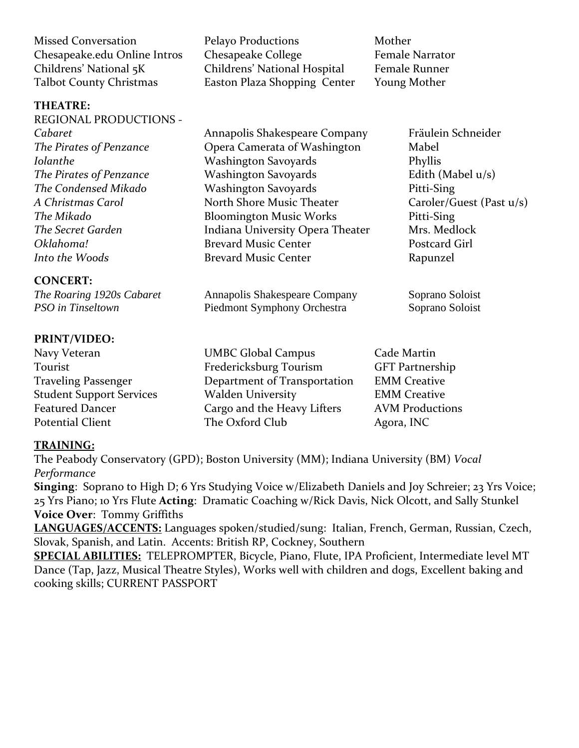| | | |
|---|---|---|
| Missed Conversation | Pelayo Productions | Mother |
| Chesapeake.edu Online Intros | Chesapeake College | Female Narrator |
| Childrens' National 5K | Childrens' National Hospital | Female Runner |
| Talbot County Christmas | Easton Plaza Shopping Center | Young Mother |

**THEATRE:**

REGIONAL PRODUCTIONS -

| | | |
|---|---|---|
| *Cabaret* | Annapolis Shakespeare Company | Fräulein Schneider |
| *The Pirates of Penzance* | Opera Camerata of Washington | Mabel |
| *Iolanthe* | Washington Savoyards | Phyllis |
| *The Pirates of Penzance* | Washington Savoyards | Edith (Mabel u/s) |
| *The Condensed Mikado* | Washington Savoyards | Pitti-Sing |
| *A Christmas Carol* | North Shore Music Theater | Caroler/Guest (Past u/s) |
| *The Mikado* | Bloomington Music Works | Pitti-Sing |
| *The Secret Garden* | Indiana University Opera Theater | Mrs. Medlock |
| *Oklahoma!* | Brevard Music Center | Postcard Girl |
| *Into the Woods* | Brevard Music Center | Rapunzel |

**CONCERT:**

| | | |
|---|---|---|
| *The Roaring 1920s Cabaret* | Annapolis Shakespeare Company | Soprano Soloist |
| *PSO in Tinseltown* | Piedmont Symphony Orchestra | Soprano Soloist |

**PRINT/VIDEO:**

| | | |
|---|---|---|
| Navy Veteran | UMBC Global Campus | Cade Martin |
| Tourist | Fredericksburg Tourism | GFT Partnership |
| Traveling Passenger | Department of Transportation | EMM Creative |
| Student Support Services | Walden University | EMM Creative |
| Featured Dancer | Cargo and the Heavy Lifters | AVM Productions |
| Potential Client | The Oxford Club | Agora, INC |

**TRAINING:**

The Peabody Conservatory (GPD); Boston University (MM); Indiana University (BM) *Vocal Performance*

**Singing**: Soprano to High D; 6 Yrs Studying Voice w/Elizabeth Daniels and Joy Schreier; 23 Yrs Voice; 25 Yrs Piano; 10 Yrs Flute **Acting**: Dramatic Coaching w/Rick Davis, Nick Olcott, and Sally Stunkel **Voice Over**: Tommy Griffiths

**LANGUAGES/ACCENTS:** Languages spoken/studied/sung: Italian, French, German, Russian, Czech, Slovak, Spanish, and Latin. Accents: British RP, Cockney, Southern

**SPECIAL ABILITIES:** TELEPROMPTER, Bicycle, Piano, Flute, IPA Proficient, Intermediate level MT Dance (Tap, Jazz, Musical Theatre Styles), Works well with children and dogs, Excellent baking and cooking skills; CURRENT PASSPORT